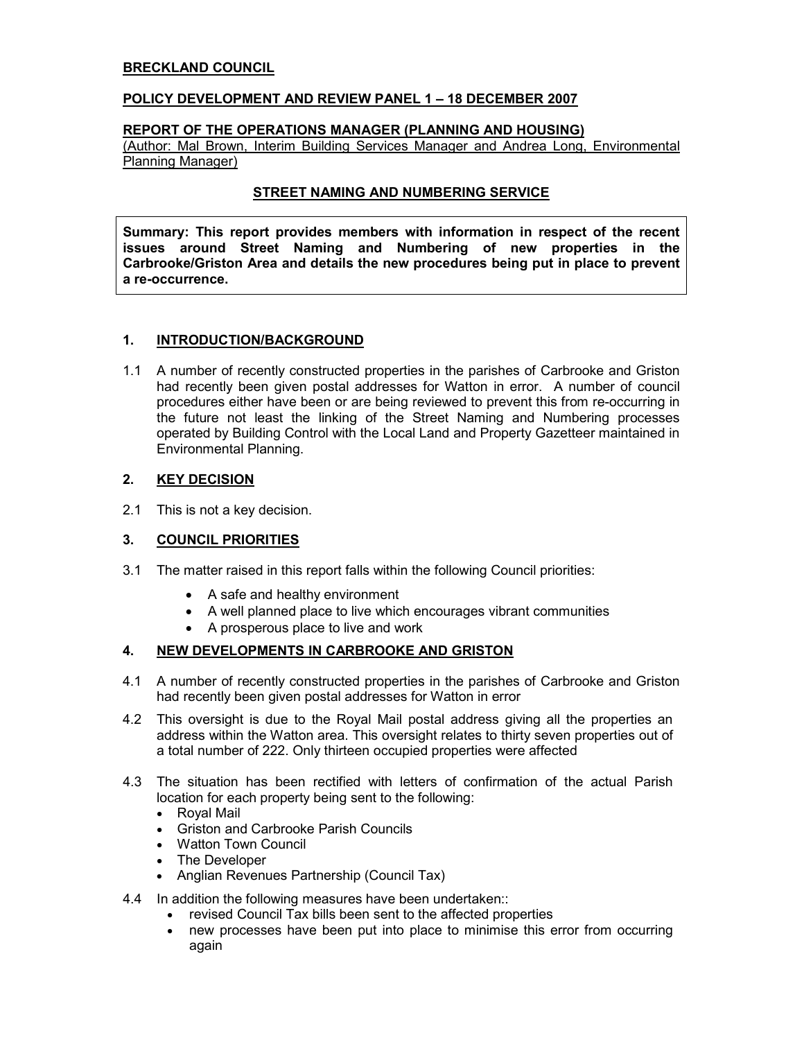**BRECKLAND COUNCIL**

**POLICY DEVELOPMENT AND REVIEW PANEL 1 – 18 DECEMBER 2007**

**REPORT OF THE OPERATIONS MANAGER (PLANNING AND HOUSING)**
(Author: Mal Brown, Interim Building Services Manager and Andrea Long, Environmental Planning Manager)

**STREET NAMING AND NUMBERING SERVICE**

**Summary: This report provides members with information in respect of the recent issues around Street Naming and Numbering of new properties in the Carbrooke/Griston Area and details the new procedures being put in place to prevent a re-occurrence.**

## 1. INTRODUCTION/BACKGROUND

1.1 A number of recently constructed properties in the parishes of Carbrooke and Griston had recently been given postal addresses for Watton in error. A number of council procedures either have been or are being reviewed to prevent this from re-occurring in the future not least the linking of the Street Naming and Numbering processes operated by Building Control with the Local Land and Property Gazetteer maintained in Environmental Planning.

## 2. KEY DECISION

2.1 This is not a key decision.

## 3. COUNCIL PRIORITIES

3.1 The matter raised in this report falls within the following Council priorities:

- A safe and healthy environment
- A well planned place to live which encourages vibrant communities
- A prosperous place to live and work

## 4. NEW DEVELOPMENTS IN CARBROOKE AND GRISTON

4.1 A number of recently constructed properties in the parishes of Carbrooke and Griston had recently been given postal addresses for Watton in error

4.2 This oversight is due to the Royal Mail postal address giving all the properties an address within the Watton area. This oversight relates to thirty seven properties out of a total number of 222. Only thirteen occupied properties were affected

4.3 The situation has been rectified with letters of confirmation of the actual Parish location for each property being sent to the following:
- Royal Mail
- Griston and Carbrooke Parish Councils
- Watton Town Council
- The Developer
- Anglian Revenues Partnership (Council Tax)

4.4 In addition the following measures have been undertaken::
- revised Council Tax bills been sent to the affected properties
- new processes have been put into place to minimise this error from occurring again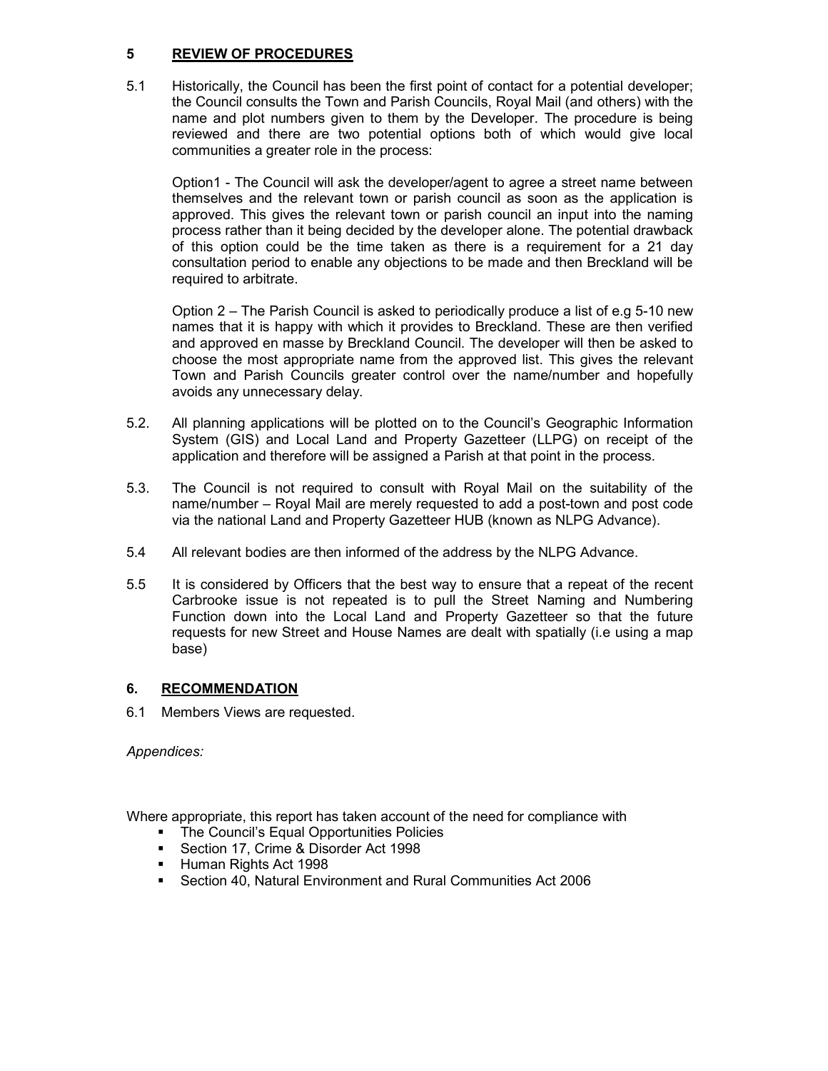## 5 REVIEW OF PROCEDURES

5.1 Historically, the Council has been the first point of contact for a potential developer; the Council consults the Town and Parish Councils, Royal Mail (and others) with the name and plot numbers given to them by the Developer. The procedure is being reviewed and there are two potential options both of which would give local communities a greater role in the process:

Option1 - The Council will ask the developer/agent to agree a street name between themselves and the relevant town or parish council as soon as the application is approved. This gives the relevant town or parish council an input into the naming process rather than it being decided by the developer alone. The potential drawback of this option could be the time taken as there is a requirement for a 21 day consultation period to enable any objections to be made and then Breckland will be required to arbitrate.

Option 2 – The Parish Council is asked to periodically produce a list of e.g 5-10 new names that it is happy with which it provides to Breckland. These are then verified and approved en masse by Breckland Council. The developer will then be asked to choose the most appropriate name from the approved list. This gives the relevant Town and Parish Councils greater control over the name/number and hopefully avoids any unnecessary delay.

5.2. All planning applications will be plotted on to the Council's Geographic Information System (GIS) and Local Land and Property Gazetteer (LLPG) on receipt of the application and therefore will be assigned a Parish at that point in the process.

5.3. The Council is not required to consult with Royal Mail on the suitability of the name/number – Royal Mail are merely requested to add a post-town and post code via the national Land and Property Gazetteer HUB (known as NLPG Advance).

5.4 All relevant bodies are then informed of the address by the NLPG Advance.

5.5 It is considered by Officers that the best way to ensure that a repeat of the recent Carbrooke issue is not repeated is to pull the Street Naming and Numbering Function down into the Local Land and Property Gazetteer so that the future requests for new Street and House Names are dealt with spatially (i.e using a map base)

## 6. RECOMMENDATION

6.1 Members Views are requested.

*Appendices:*

Where appropriate, this report has taken account of the need for compliance with

- The Council's Equal Opportunities Policies
- Section 17, Crime & Disorder Act 1998
- Human Rights Act 1998
- Section 40, Natural Environment and Rural Communities Act 2006